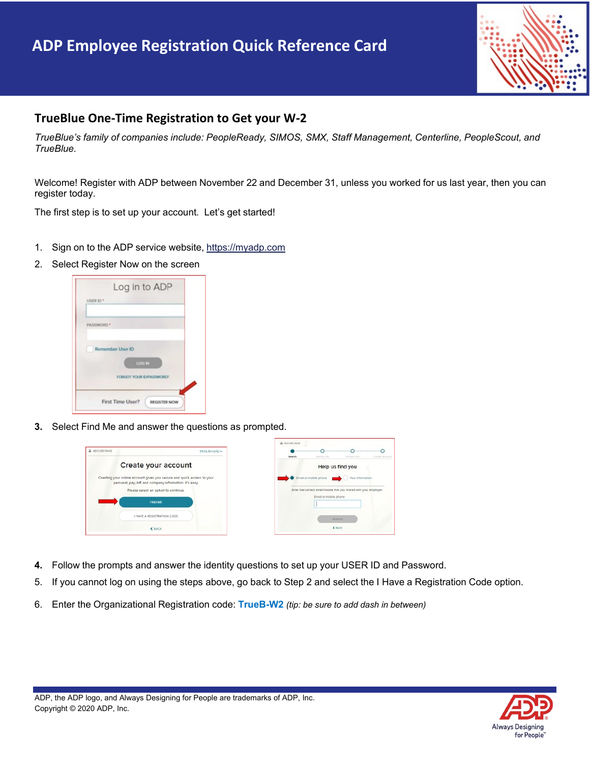# ADP Employee Registration Quick Reference Card

## TrueBlue One-Time Registration to Get your W-2

*TrueBlue's family of companies include: PeopleReady, SIMOS, SMX, Staff Management, Centerline, PeopleScout, and TrueBlue.*

Welcome! Register with ADP between November 22 and December 31, unless you worked for us last year, then you can register today.

The first step is to set up your account. Let's get started!

1. Sign on to the ADP service website, https://myadp.com
2. Select Register Now on the screen
3. Select Find Me and answer the questions as prompted.
4. Follow the prompts and answer the identity questions to set up your USER ID and Password.
5. If you cannot log on using the steps above, go back to Step 2 and select the I Have a Registration Code option.
6. Enter the Organizational Registration code: **TrueB-W2** *(tip: be sure to add dash in between)*

ADP, the ADP logo, and Always Designing for People are trademarks of ADP, Inc.
Copyright © 2020 ADP, Inc.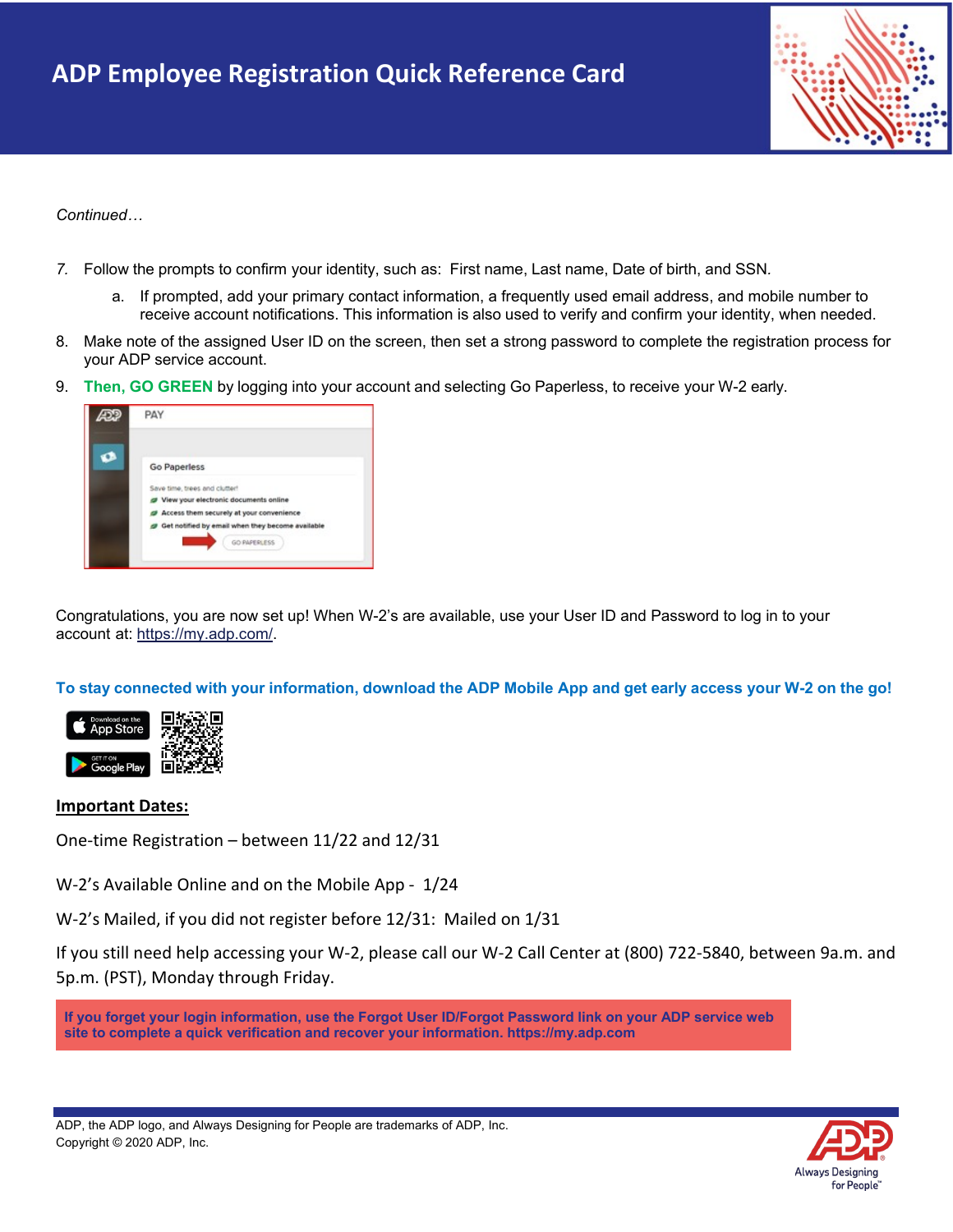# ADP Employee Registration Quick Reference Card

*Continued…*

7. Follow the prompts to confirm your identity, such as: First name, Last name, Date of birth, and SSN.
   a. If prompted, add your primary contact information, a frequently used email address, and mobile number to receive account notifications. This information is also used to verify and confirm your identity, when needed.
8. Make note of the assigned User ID on the screen, then set a strong password to complete the registration process for your ADP service account.
9. **Then, GO GREEN** by logging into your account and selecting Go Paperless, to receive your W-2 early.

PAY

Go Paperless

Save time, trees and clutter!
- View your electronic documents online
- Access them securely at your convenience
- Get notified by email when they become available

GO PAPERLESS

Congratulations, you are now set up! When W-2's are available, use your User ID and Password to log in to your account at: https://my.adp.com/.

**To stay connected with your information, download the ADP Mobile App and get early access your W-2 on the go!**

Download on the App Store

GET IT ON Google Play

**Important Dates:**

One-time Registration – between 11/22 and 12/31

W-2's Available Online and on the Mobile App - 1/24

W-2's Mailed, if you did not register before 12/31: Mailed on 1/31

If you still need help accessing your W-2, please call our W-2 Call Center at (800) 722-5840, between 9a.m. and 5p.m. (PST), Monday through Friday.

**If you forget your login information, use the Forgot User ID/Forgot Password link on your ADP service web site to complete a quick verification and recover your information. https://my.adp.com**

ADP, the ADP logo, and Always Designing for People are trademarks of ADP, Inc.
Copyright © 2020 ADP, Inc.

Always Designing for People